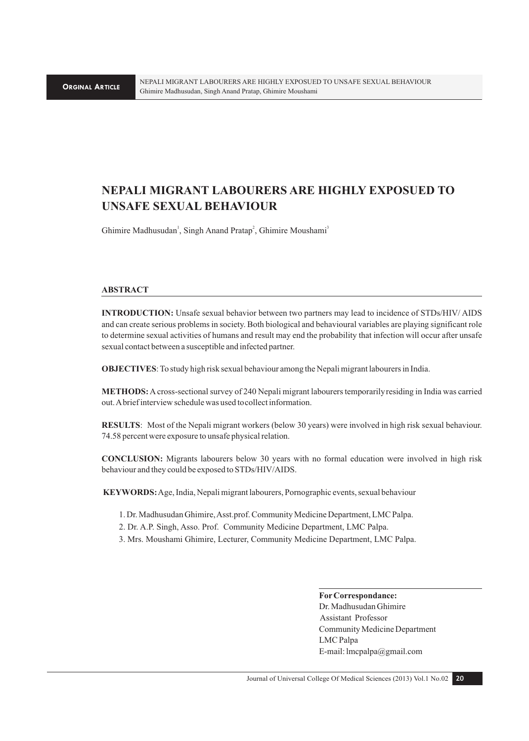# NEPALI MIGRANT LABOURERS ARE HIGHLY EXPOSUED TO UNSAFE SEXUAL BEHAVIOUR

Ghimire Madhusudan[1], Singh Anand Pratap[2], Ghimire Moushami[3]

## ABSTRACT

**INTRODUCTION:** Unsafe sexual behavior between two partners may lead to incidence of STDs/HIV/ AIDS and can create serious problems in society. Both biological and behavioural variables are playing significant role to determine sexual activities of humans and result may end the probability that infection will occur after unsafe sexual contact between a susceptible and infected partner.

**OBJECTIVES**: To study high risk sexual behaviour among the Nepali migrant labourers in India.

**METHODS:** A cross-sectional survey of 240 Nepali migrant labourers temporarily residing in India was carried out. A brief interview schedule was used to collect information.

**RESULTS**: Most of the Nepali migrant workers (below 30 years) were involved in high risk sexual behaviour. 74.58 percent were exposure to unsafe physical relation.

**CONCLUSION:** Migrants labourers below 30 years with no formal education were involved in high risk behaviour and they could be exposed to STDs/HIV/AIDS.

**KEYWORDS:** Age, India, Nepali migrant labourers, Pornographic events, sexual behaviour

1. Dr. Madhusudan Ghimire, Asst.prof. Community Medicine Department, LMC Palpa.
2. Dr. A.P. Singh, Asso. Prof. Community Medicine Department, LMC Palpa.
3. Mrs. Moushami Ghimire, Lecturer, Community Medicine Department, LMC Palpa.

**For Correspondance:**
Dr. Madhusudan Ghimire
Assistant Professor
Community Medicine Department
LMC Palpa
E-mail: lmcpalpa@gmail.com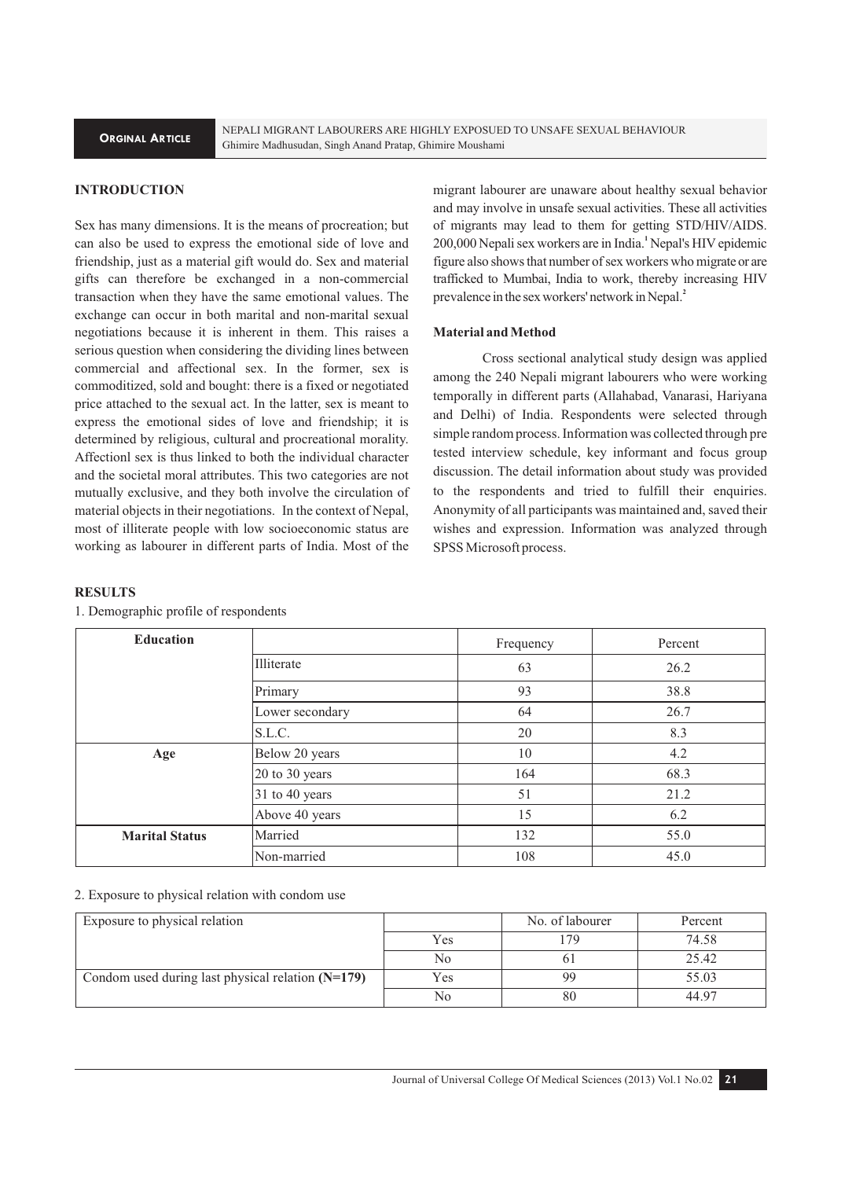## INTRODUCTION

Sex has many dimensions. It is the means of procreation; but can also be used to express the emotional side of love and friendship, just as a material gift would do. Sex and material gifts can therefore be exchanged in a non-commercial transaction when they have the same emotional values. The exchange can occur in both marital and non-marital sexual negotiations because it is inherent in them. This raises a serious question when considering the dividing lines between commercial and affectional sex. In the former, sex is commoditized, sold and bought: there is a fixed or negotiated price attached to the sexual act. In the latter, sex is meant to express the emotional sides of love and friendship; it is determined by religious, cultural and procreational morality. Affectionl sex is thus linked to both the individual character and the societal moral attributes. This two categories are not mutually exclusive, and they both involve the circulation of material objects in their negotiations. In the context of Nepal, most of illiterate people with low socioeconomic status are working as labourer in different parts of India. Most of the migrant labourer are unaware about healthy sexual behavior and may involve in unsafe sexual activities. These all activities of migrants may lead to them for getting STD/HIV/AIDS. 200,000 Nepali sex workers are in India.[1] Nepal's HIV epidemic figure also shows that number of sex workers who migrate or are trafficked to Mumbai, India to work, thereby increasing HIV prevalence in the sex workers' network in Nepal.[2]

### Material and Method

Cross sectional analytical study design was applied among the 240 Nepali migrant labourers who were working temporally in different parts (Allahabad, Vanarasi, Hariyana and Delhi) of India. Respondents were selected through simple random process. Information was collected through pre tested interview schedule, key informant and focus group discussion. The detail information about study was provided to the respondents and tried to fulfill their enquiries. Anonymity of all participants was maintained and, saved their wishes and expression. Information was analyzed through SPSS Microsoft process.

## RESULTS

1. Demographic profile of respondents

| **Education** | | Frequency | Percent |
|---|---|---|---|
| | Illiterate | 63 | 26.2 |
| | Primary | 93 | 38.8 |
| | Lower secondary | 64 | 26.7 |
| | S.L.C. | 20 | 8.3 |
| **Age** | Below 20 years | 10 | 4.2 |
| | 20 to 30 years | 164 | 68.3 |
| | 31 to 40 years | 51 | 21.2 |
| | Above 40 years | 15 | 6.2 |
| **Marital Status** | Married | 132 | 55.0 |
| | Non-married | 108 | 45.0 |

2. Exposure to physical relation with condom use

| Exposure to physical relation | | No. of labourer | Percent |
|---|---|---|---|
| | Yes | 179 | 74.58 |
| | No | 61 | 25.42 |
| Condom used during last physical relation **(N=179)** | Yes | 99 | 55.03 |
| | No | 80 | 44.97 |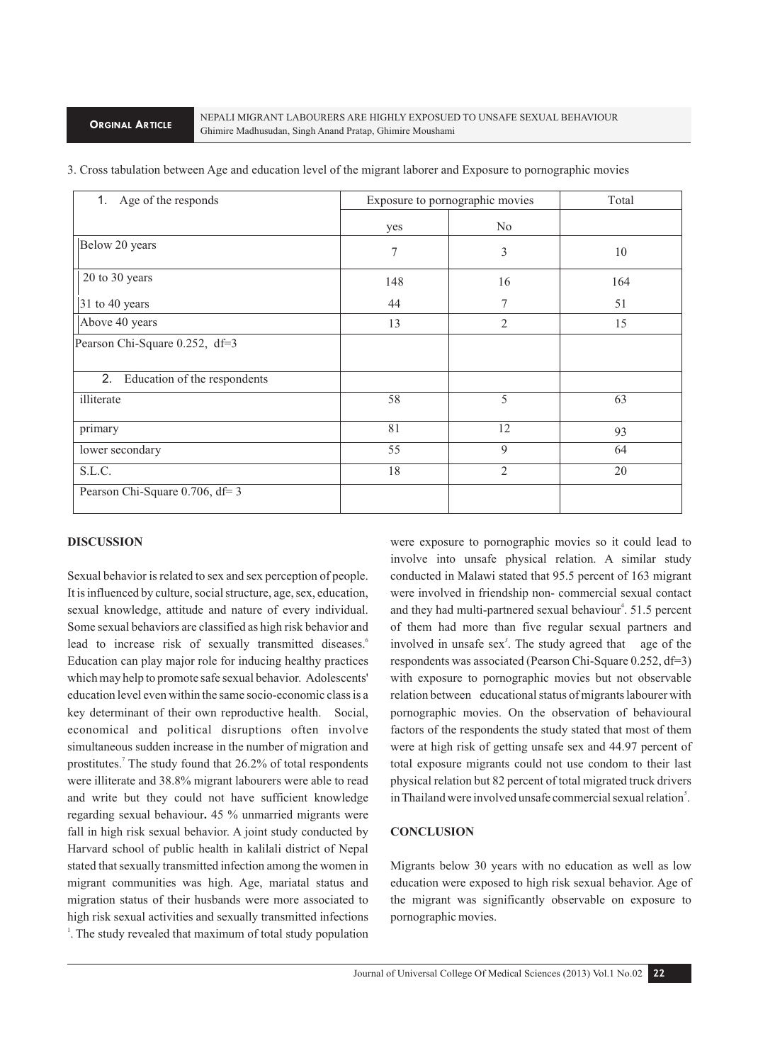3. Cross tabulation between Age and education level of the migrant laborer and Exposure to pornographic movies

| 1. Age of the responds | Exposure to pornographic movies | | Total |
|---|---|---|---|
| | yes | No | |
| Below 20 years | 7 | 3 | 10 |
| 20 to 30 years | 148 | 16 | 164 |
| 31 to 40 years | 44 | 7 | 51 |
| Above 40 years | 13 | 2 | 15 |
| Pearson Chi-Square 0.252, df=3 | | | |
| 2. Education of the respondents | | | |
| illiterate | 58 | 5 | 63 |
| primary | 81 | 12 | 93 |
| lower secondary | 55 | 9 | 64 |
| S.L.C. | 18 | 2 | 20 |
| Pearson Chi-Square 0.706, df= 3 | | | |

## DISCUSSION

Sexual behavior is related to sex and sex perception of people. It is influenced by culture, social structure, age, sex, education, sexual knowledge, attitude and nature of every individual. Some sexual behaviors are classified as high risk behavior and lead to increase risk of sexually transmitted diseases.[6] Education can play major role for inducing healthy practices which may help to promote safe sexual behavior. Adolescents' education level even within the same socio-economic class is a key determinant of their own reproductive health. Social, economical and political disruptions often involve simultaneous sudden increase in the number of migration and prostitutes.[7] The study found that 26.2% of total respondents were illiterate and 38.8% migrant labourers were able to read and write but they could not have sufficient knowledge regarding sexual behaviour**.** 45 % unmarried migrants were fall in high risk sexual behavior. A joint study conducted by Harvard school of public health in kalilali district of Nepal stated that sexually transmitted infection among the women in migrant communities was high. Age, mariatal status and migration status of their husbands were more associated to high risk sexual activities and sexually transmitted infections [1]. The study revealed that maximum of total study population were exposure to pornographic movies so it could lead to involve into unsafe physical relation. A similar study conducted in Malawi stated that 95.5 percent of 163 migrant were involved in friendship non- commercial sexual contact and they had multi-partnered sexual behaviour[4]. 51.5 percent of them had more than five regular sexual partners and involved in unsafe sex[3]. The study agreed that age of the respondents was associated (Pearson Chi-Square 0.252, df=3) with exposure to pornographic movies but not observable relation between educational status of migrants labourer with pornographic movies. On the observation of behavioural factors of the respondents the study stated that most of them were at high risk of getting unsafe sex and 44.97 percent of total exposure migrants could not use condom to their last physical relation but 82 percent of total migrated truck drivers in Thailand were involved unsafe commercial sexual relation[5].

## CONCLUSION

Migrants below 30 years with no education as well as low education were exposed to high risk sexual behavior. Age of the migrant was significantly observable on exposure to pornographic movies.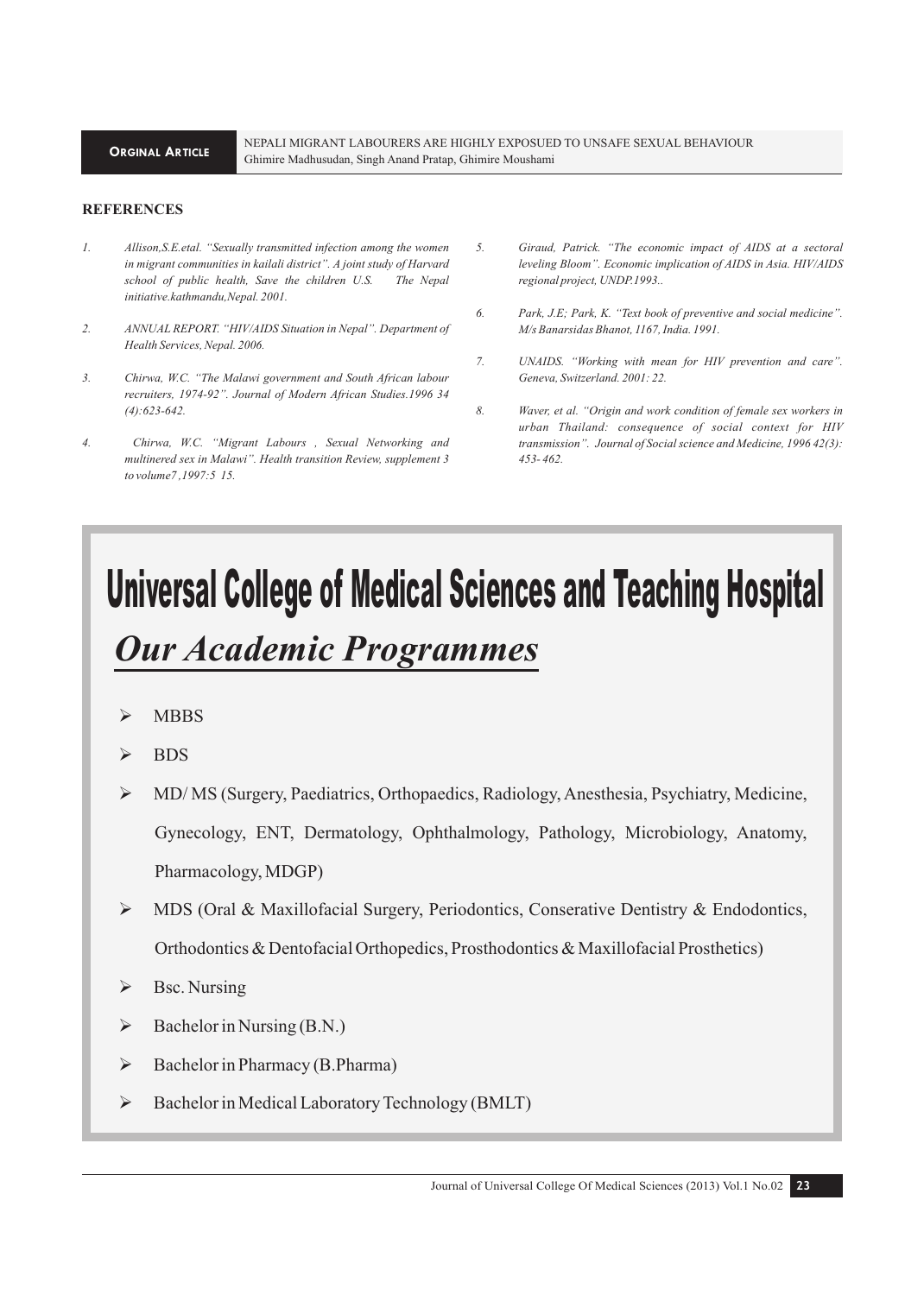## REFERENCES

1. Allison,S.E.etal. "Sexually transmitted infection among the women in migrant communities in kailali district". A joint study of Harvard school of public health, Save the children U.S. The Nepal initiative.kathmandu,Nepal. 2001.

2. ANNUAL REPORT. "HIV/AIDS Situation in Nepal". Department of Health Services, Nepal. 2006.

3. Chirwa, W.C. "The Malawi government and South African labour recruiters, 1974-92". Journal of Modern African Studies.1996 34 (4):623-642.

4. Chirwa, W.C. "Migrant Labours , Sexual Networking and multinered sex in Malawi". Health transition Review, supplement 3 to volume7 ,1997:5 15.

5. Giraud, Patrick. "The economic impact of AIDS at a sectoral leveling Bloom". Economic implication of AIDS in Asia. HIV/AIDS regional project, UNDP.1993..

6. Park, J.E; Park, K. "Text book of preventive and social medicine". M/s Banarsidas Bhanot, 1167, India. 1991.

7. UNAIDS. "Working with mean for HIV prevention and care". Geneva, Switzerland. 2001: 22.

8. Waver, et al. "Origin and work condition of female sex workers in urban Thailand: consequence of social context for HIV transmission". Journal of Social science and Medicine, 1996 42(3): 453- 462.

# Universal College of Medical Sciences and Teaching Hospital

## *Our Academic Programmes*

- MBBS
- BDS
- MD/ MS (Surgery, Paediatrics, Orthopaedics, Radiology, Anesthesia, Psychiatry, Medicine, Gynecology, ENT, Dermatology, Ophthalmology, Pathology, Microbiology, Anatomy, Pharmacology, MDGP)
- MDS (Oral & Maxillofacial Surgery, Periodontics, Conserative Dentistry & Endodontics, Orthodontics & Dentofacial Orthopedics, Prosthodontics & Maxillofacial Prosthetics)
- Bsc. Nursing
- Bachelor in Nursing (B.N.)
- Bachelor in Pharmacy (B.Pharma)
- Bachelor in Medical Laboratory Technology (BMLT)